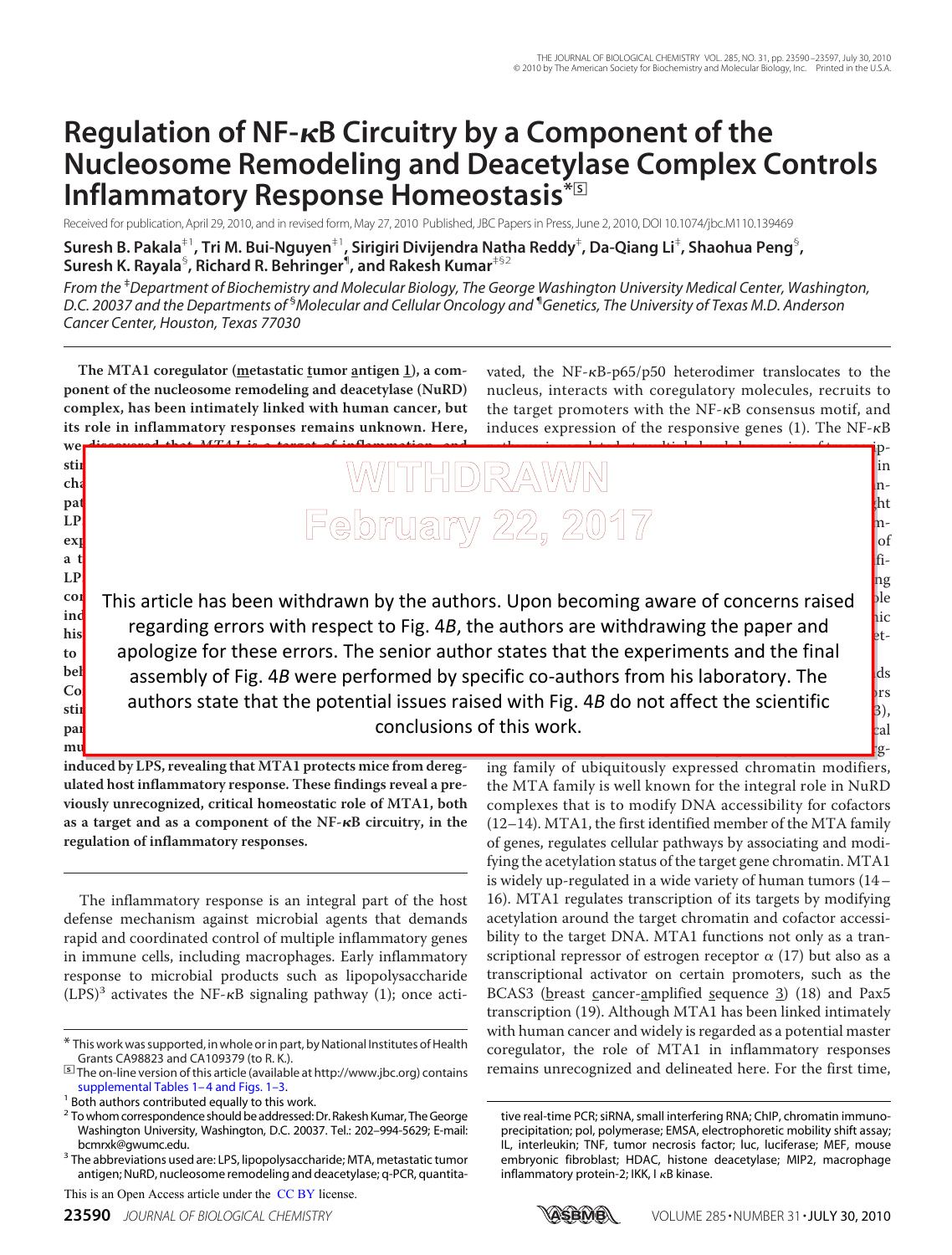# Regulation of NF-κB Circuitry by a Component of the Nucleosome Remodeling and Deacetylase Complex Controls Inflammatory Response Homeostasis*

Received for publication, April 29, 2010, and in revised form, May 27, 2010 Published, JBC Papers in Press, June 2, 2010, DOI 10.1074/jbc.M110.139469

**Suresh B. Pakala[‡1], Tri M. Bui-Nguyen[‡1], Sirigiri Divijendra Natha Reddy[‡], Da-Qiang Li[‡], Shaohua Peng[§], Suresh K. Rayala[§], Richard R. Behringer[¶], and Rakesh Kumar[‡§2]**

*From the [‡]Department of Biochemistry and Molecular Biology, The George Washington University Medical Center, Washington, D.C. 20037 and the Departments of [§]Molecular and Cellular Oncology and [¶]Genetics, The University of Texas M.D. Anderson Cancer Center, Houston, Texas 77030*

WITHDRAWN
February 22, 2017

This article has been withdrawn by the authors. Upon becoming aware of concerns raised regarding errors with respect to Fig. 4*B*, the authors are withdrawing the paper and apologize for these errors. The senior author states that the experiments and the final assembly of Fig. 4*B* were performed by specific co-authors from his laboratory. The authors state that the potential issues raised with Fig. 4*B* do not affect the scientific conclusions of this work.

**The MTA1 coregulator (metastatic tumor antigen 1), a component of the nucleosome remodeling and deacetylase (NuRD) complex, has been intimately linked with human cancer, but its role in inflammatory responses remains unknown. Here, we ... induced by LPS, revealing that MTA1 protects mice from deregulated host inflammatory response. These findings reveal a previously unrecognized, critical homeostatic role of MTA1, both as a target and as a component of the NF-κB circuitry, in the regulation of inflammatory responses.**

The inflammatory response is an integral part of the host defense mechanism against microbial agents that demands rapid and coordinated control of multiple inflammatory genes in immune cells, including macrophages. Early inflammatory response to microbial products such as lipopolysaccharide (LPS)[3] activates the NF-κB signaling pathway (1); once activated, the NF-κB-p65/p50 heterodimer translocates to the nucleus, interacts with coregulatory molecules, recruits to the target promoters with the NF-κB consensus motif, and induces expression of the responsive genes (1). The NF-κB ... ing family of ubiquitously expressed chromatin modifiers, the MTA family is well known for the integral role in NuRD complexes that is to modify DNA accessibility for cofactors (12–14). MTA1, the first identified member of the MTA family of genes, regulates cellular pathways by associating and modifying the acetylation status of the target gene chromatin. MTA1 is widely up-regulated in a wide variety of human tumors (14–16). MTA1 regulates transcription of its targets by modifying acetylation around the target chromatin and cofactor accessibility to the target DNA. MTA1 functions not only as a transcriptional repressor of estrogen receptor α (17) but also as a transcriptional activator on certain promoters, such as the BCAS3 (breast cancer-amplified sequence 3) (18) and Pax5 transcription (19). Although MTA1 has been linked intimately with human cancer and widely is regarded as a potential master coregulator, the role of MTA1 in inflammatory responses remains unrecognized and delineated here. For the first time,

\* This work was supported, in whole or in part, by National Institutes of Health Grants CA98823 and CA109379 (to R. K.).

The on-line version of this article (available at http://www.jbc.org) contains supplemental Tables 1–4 and Figs. 1–3.

[1] Both authors contributed equally to this work.

[2] To whom correspondence should be addressed: Dr. Rakesh Kumar, The George Washington University, Washington, D.C. 20037. Tel.: 202–994-5629; E-mail: bcmrxk@gwumc.edu.

[3] The abbreviations used are: LPS, lipopolysaccharide; MTA, metastatic tumor antigen; NuRD, nucleosome remodeling and deacetylase; q-PCR, quantitative real-time PCR; siRNA, small interfering RNA; ChIP, chromatin immunoprecipitation; pol, polymerase; EMSA, electrophoretic mobility shift assay; IL, interleukin; TNF, tumor necrosis factor; luc, luciferase; MEF, mouse embryonic fibroblast; HDAC, histone deacetylase; MIP2, macrophage inflammatory protein-2; IKK, I κB kinase.

This is an Open Access article under the CC BY license.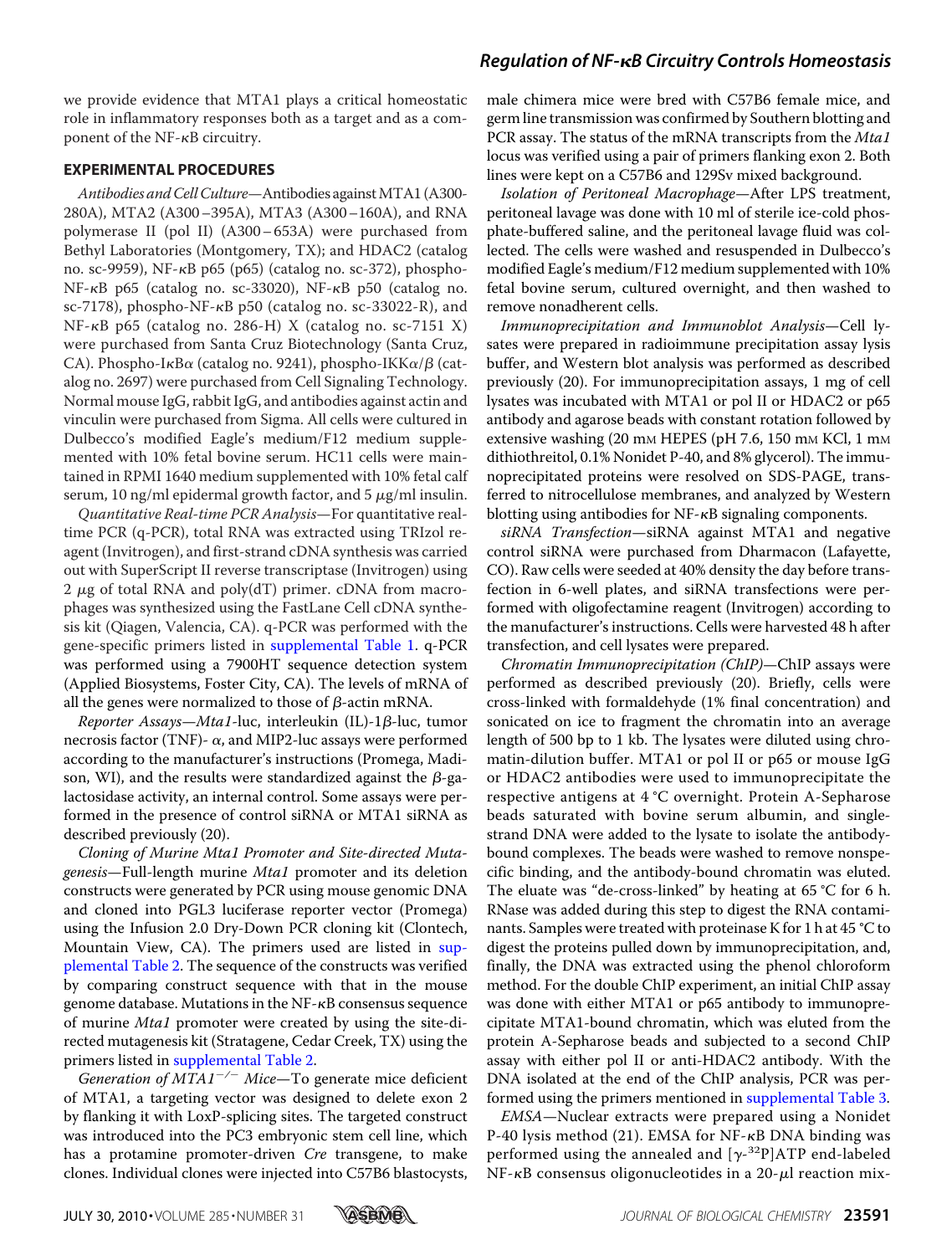we provide evidence that MTA1 plays a critical homeostatic role in inflammatory responses both as a target and as a component of the NF-κB circuitry.

## EXPERIMENTAL PROCEDURES

*Antibodies and Cell Culture*—Antibodies against MTA1 (A300-280A), MTA2 (A300–395A), MTA3 (A300–160A), and RNA polymerase II (pol II) (A300–653A) were purchased from Bethyl Laboratories (Montgomery, TX); and HDAC2 (catalog no. sc-9959), NF-κB p65 (p65) (catalog no. sc-372), phospho-NF-κB p65 (catalog no. sc-33020), NF-κB p50 (catalog no. sc-7178), phospho-NF-κB p50 (catalog no. sc-33022-R), and NF-κB p65 (catalog no. 286-H) X (catalog no. sc-7151 X) were purchased from Santa Cruz Biotechnology (Santa Cruz, CA). Phospho-IκBα (catalog no. 9241), phospho-IKKα/β (catalog no. 2697) were purchased from Cell Signaling Technology. Normal mouse IgG, rabbit IgG, and antibodies against actin and vinculin were purchased from Sigma. All cells were cultured in Dulbecco's modified Eagle's medium/F12 medium supplemented with 10% fetal bovine serum. HC11 cells were maintained in RPMI 1640 medium supplemented with 10% fetal calf serum, 10 ng/ml epidermal growth factor, and 5 μg/ml insulin.

*Quantitative Real-time PCR Analysis*—For quantitative real-time PCR (q-PCR), total RNA was extracted using TRIzol reagent (Invitrogen), and first-strand cDNA synthesis was carried out with SuperScript II reverse transcriptase (Invitrogen) using 2 μg of total RNA and poly(dT) primer. cDNA from macrophages was synthesized using the FastLane Cell cDNA synthesis kit (Qiagen, Valencia, CA). q-PCR was performed with the gene-specific primers listed in supplemental Table 1. q-PCR was performed using a 7900HT sequence detection system (Applied Biosystems, Foster City, CA). The levels of mRNA of all the genes were normalized to those of β-actin mRNA.

*Reporter Assays*—*Mta1*-luc, interleukin (IL)-1β-luc, tumor necrosis factor (TNF)- α, and MIP2-luc assays were performed according to the manufacturer's instructions (Promega, Madison, WI), and the results were standardized against the β-galactosidase activity, an internal control. Some assays were performed in the presence of control siRNA or MTA1 siRNA as described previously (20).

*Cloning of Murine Mta1 Promoter and Site-directed Mutagenesis*—Full-length murine *Mta1* promoter and its deletion constructs were generated by PCR using mouse genomic DNA and cloned into PGL3 luciferase reporter vector (Promega) using the Infusion 2.0 Dry-Down PCR cloning kit (Clontech, Mountain View, CA). The primers used are listed in supplemental Table 2. The sequence of the constructs was verified by comparing construct sequence with that in the mouse genome database. Mutations in the NF-κB consensus sequence of murine *Mta1* promoter were created by using the site-directed mutagenesis kit (Stratagene, Cedar Creek, TX) using the primers listed in supplemental Table 2.

*Generation of $MTA1^{-/-}$ Mice*—To generate mice deficient of MTA1, a targeting vector was designed to delete exon 2 by flanking it with LoxP-splicing sites. The targeted construct was introduced into the PC3 embryonic stem cell line, which has a protamine promoter-driven *Cre* transgene, to make clones. Individual clones were injected into C57B6 blastocysts, male chimera mice were bred with C57B6 female mice, and germ line transmission was confirmed by Southern blotting and PCR assay. The status of the mRNA transcripts from the *Mta1* locus was verified using a pair of primers flanking exon 2. Both lines were kept on a C57B6 and 129Sv mixed background.

*Isolation of Peritoneal Macrophage*—After LPS treatment, peritoneal lavage was done with 10 ml of sterile ice-cold phosphate-buffered saline, and the peritoneal lavage fluid was collected. The cells were washed and resuspended in Dulbecco's modified Eagle's medium/F12 medium supplemented with 10% fetal bovine serum, cultured overnight, and then washed to remove nonadherent cells.

*Immunoprecipitation and Immunoblot Analysis*—Cell lysates were prepared in radioimmune precipitation assay lysis buffer, and Western blot analysis was performed as described previously (20). For immunoprecipitation assays, 1 mg of cell lysates was incubated with MTA1 or pol II or HDAC2 or p65 antibody and agarose beads with constant rotation followed by extensive washing (20 mM HEPES (pH 7.6, 150 mM KCl, 1 mM dithiothreitol, 0.1% Nonidet P-40, and 8% glycerol). The immunoprecipitated proteins were resolved on SDS-PAGE, transferred to nitrocellulose membranes, and analyzed by Western blotting using antibodies for NF-κB signaling components.

*siRNA Transfection*—siRNA against MTA1 and negative control siRNA were purchased from Dharmacon (Lafayette, CO). Raw cells were seeded at 40% density the day before transfection in 6-well plates, and siRNA transfections were performed with oligofectamine reagent (Invitrogen) according to the manufacturer's instructions. Cells were harvested 48 h after transfection, and cell lysates were prepared.

*Chromatin Immunoprecipitation (ChIP)*—ChIP assays were performed as described previously (20). Briefly, cells were cross-linked with formaldehyde (1% final concentration) and sonicated on ice to fragment the chromatin into an average length of 500 bp to 1 kb. The lysates were diluted using chromatin-dilution buffer. MTA1 or pol II or p65 or mouse IgG or HDAC2 antibodies were used to immunoprecipitate the respective antigens at 4 °C overnight. Protein A-Sepharose beads saturated with bovine serum albumin, and single-strand DNA were added to the lysate to isolate the antibody-bound complexes. The beads were washed to remove nonspecific binding, and the antibody-bound chromatin was eluted. The eluate was "de-cross-linked" by heating at 65 °C for 6 h. RNase was added during this step to digest the RNA contaminants. Samples were treated with proteinase K for 1 h at 45 °C to digest the proteins pulled down by immunoprecipitation, and, finally, the DNA was extracted using the phenol chloroform method. For the double ChIP experiment, an initial ChIP assay was done with either MTA1 or p65 antibody to immunoprecipitate MTA1-bound chromatin, which was eluted from the protein A-Sepharose beads and subjected to a second ChIP assay with either pol II or anti-HDAC2 antibody. With the DNA isolated at the end of the ChIP analysis, PCR was performed using the primers mentioned in supplemental Table 3.

*EMSA*—Nuclear extracts were prepared using a Nonidet P-40 lysis method (21). EMSA for NF-κB DNA binding was performed using the annealed and [$\gamma$-$^{32}$P]ATP end-labeled NF-κB consensus oligonucleotides in a 20-μl reaction mix-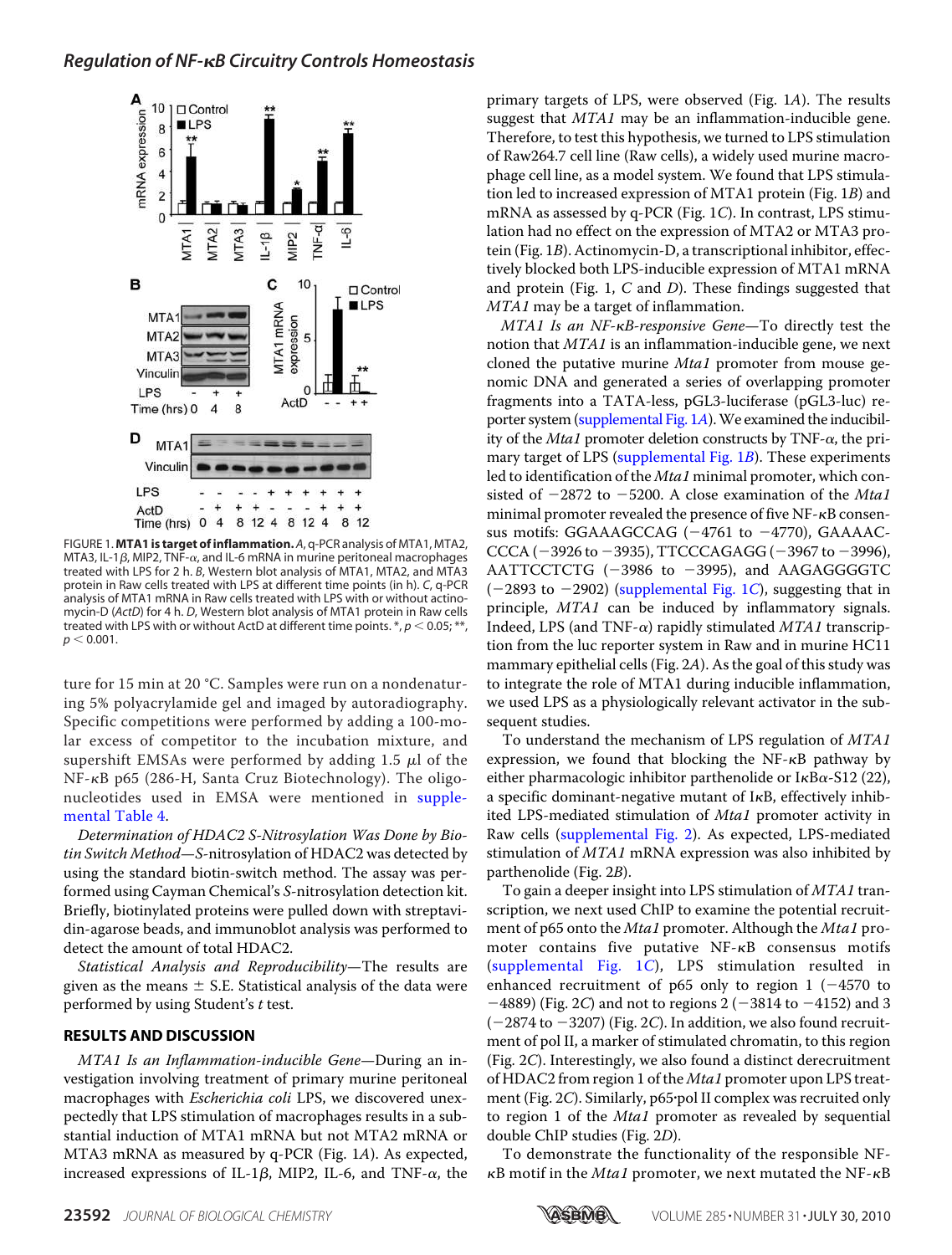FIGURE 1. **MTA1 is target of inflammation.** *A*, q-PCR analysis of MTA1, MTA2, MTA3, IL-1β, MIP2, TNF-α, and IL-6 mRNA in murine peritoneal macrophages treated with LPS for 2 h. *B*, Western blot analysis of MTA1, MTA2, and MTA3 protein in Raw cells treated with LPS at different time points (in h). *C*, q-PCR analysis of MTA1 mRNA in Raw cells treated with LPS with or without actinomycin-D (*ActD*) for 4 h. *D*, Western blot analysis of MTA1 protein in Raw cells treated with LPS with or without ActD at different time points. *, $p < 0.05$; **, $p < 0.001$.

ture for 15 min at 20 °C. Samples were run on a nondenaturing 5% polyacrylamide gel and imaged by autoradiography. Specific competitions were performed by adding a 100-molar excess of competitor to the incubation mixture, and supershift EMSAs were performed by adding 1.5 μl of the NF-κB p65 (286-H, Santa Cruz Biotechnology). The oligonucleotides used in EMSA were mentioned in supplemental Table 4.

*Determination of HDAC2 S-Nitrosylation Was Done by Biotin Switch Method*—*S*-nitrosylation of HDAC2 was detected by using the standard biotin-switch method. The assay was performed using Cayman Chemical's *S*-nitrosylation detection kit. Briefly, biotinylated proteins were pulled down with streptavidin-agarose beads, and immunoblot analysis was performed to detect the amount of total HDAC2.

*Statistical Analysis and Reproducibility*—The results are given as the means ± S.E. Statistical analysis of the data were performed by using Student's *t* test.

## RESULTS AND DISCUSSION

*MTA1 Is an Inflammation-inducible Gene*—During an investigation involving treatment of primary murine peritoneal macrophages with *Escherichia coli* LPS, we discovered unexpectedly that LPS stimulation of macrophages results in a substantial induction of MTA1 mRNA but not MTA2 mRNA or MTA3 mRNA as measured by q-PCR (Fig. 1*A*). As expected, increased expressions of IL-1β, MIP2, IL-6, and TNF-α, the primary targets of LPS, were observed (Fig. 1*A*). The results suggest that *MTA1* may be an inflammation-inducible gene. Therefore, to test this hypothesis, we turned to LPS stimulation of Raw264.7 cell line (Raw cells), a widely used murine macrophage cell line, as a model system. We found that LPS stimulation led to increased expression of MTA1 protein (Fig. 1*B*) and mRNA as assessed by q-PCR (Fig. 1*C*). In contrast, LPS stimulation had no effect on the expression of MTA2 or MTA3 protein (Fig. 1*B*). Actinomycin-D, a transcriptional inhibitor, effectively blocked both LPS-inducible expression of MTA1 mRNA and protein (Fig. 1, *C* and *D*). These findings suggested that *MTA1* may be a target of inflammation.

*MTA1 Is an NF-κB-responsive Gene*—To directly test the notion that *MTA1* is an inflammation-inducible gene, we next cloned the putative murine *Mta1* promoter from mouse genomic DNA and generated a series of overlapping promoter fragments into a TATA-less, pGL3-luciferase (pGL3-luc) reporter system (supplemental Fig. 1*A*). We examined the inducibility of the *Mta1* promoter deletion constructs by TNF-α, the primary target of LPS (supplemental Fig. 1*B*). These experiments led to identification of the *Mta1* minimal promoter, which consisted of −2872 to −5200. A close examination of the *Mta1* minimal promoter revealed the presence of five NF-κB consensus motifs: GGAAAGCCAG (−4761 to −4770), GAAAACCCCA (−3926 to −3935), TTCCCAGAGG (−3967 to −3996), AATTCCTCTG (−3986 to −3995), and AAGAGGGGTC (−2893 to −2902) (supplemental Fig. 1*C*), suggesting that in principle, *MTA1* can be induced by inflammatory signals. Indeed, LPS (and TNF-α) rapidly stimulated *MTA1* transcription from the luc reporter system in Raw and in murine HC11 mammary epithelial cells (Fig. 2*A*). As the goal of this study was to integrate the role of MTA1 during inducible inflammation, we used LPS as a physiologically relevant activator in the subsequent studies.

To understand the mechanism of LPS regulation of *MTA1* expression, we found that blocking the NF-κB pathway by either pharmacologic inhibitor parthenolide or IκBα-S12 (22), a specific dominant-negative mutant of IκB, effectively inhibited LPS-mediated stimulation of *Mta1* promoter activity in Raw cells (supplemental Fig. 2). As expected, LPS-mediated stimulation of *MTA1* mRNA expression was also inhibited by parthenolide (Fig. 2*B*).

To gain a deeper insight into LPS stimulation of *MTA1* transcription, we next used ChIP to examine the potential recruitment of p65 onto the *Mta1* promoter. Although the *Mta1* promoter contains five putative NF-κB consensus motifs (supplemental Fig. 1*C*), LPS stimulation resulted in enhanced recruitment of p65 only to region 1 (−4570 to −4889) (Fig. 2*C*) and not to regions 2 (−3814 to −4152) and 3 (−2874 to −3207) (Fig. 2*C*). In addition, we also found recruitment of pol II, a marker of stimulated chromatin, to this region (Fig. 2*C*). Interestingly, we also found a distinct derecruitment of HDAC2 from region 1 of the *Mta1* promoter upon LPS treatment (Fig. 2*C*). Similarly, p65·pol II complex was recruited only to region 1 of the *Mta1* promoter as revealed by sequential double ChIP studies (Fig. 2*D*).

To demonstrate the functionality of the responsible NF-κB motif in the *Mta1* promoter, we next mutated the NF-κB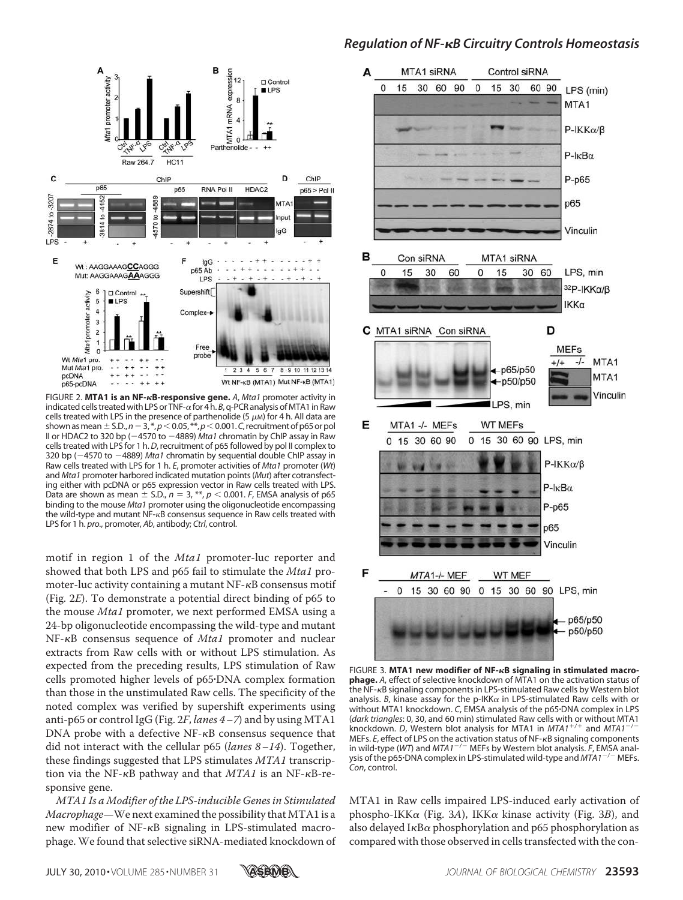FIGURE 2. **MTA1 is an NF-κB-responsive gene.** *A*, *Mta1* promoter activity in indicated cells treated with LPS or TNF-α for 4 h. *B*, q-PCR analysis of MTA1 in Raw cells treated with LPS in the presence of parthenolide (5 μM) for 4 h. All data are shown as mean ± S.D., $n = 3$, *, $p < 0.05$, **, $p < 0.001$. *C*, recruitment of p65 or pol II or HDAC2 to 320 bp (−4570 to −4889) *Mta1* chromatin by ChIP assay in Raw cells treated with LPS for 1 h. *D*, recruitment of p65 followed by pol II complex to 320 bp (−4570 to −4889) *Mta1* chromatin by sequential double ChIP assay in Raw cells treated with LPS for 1 h. *E*, promoter activities of *Mta1* promoter (*Wt*) and *Mta1* promoter harbored indicated mutation points (*Mut*) after cotransfecting either with pcDNA or p65 expression vector in Raw cells treated with LPS. Data are shown as mean ± S.D., $n = 3$, **, $p < 0.001$. *F*, EMSA analysis of p65 binding to the mouse *Mta1* promoter using the oligonucleotide encompassing the wild-type and mutant NF-κB consensus sequence in Raw cells treated with LPS for 1 h. *pro.*, promoter, *Ab*, antibody; *Ctrl*, control.

motif in region 1 of the *Mta1* promoter-luc reporter and showed that both LPS and p65 fail to stimulate the *Mta1* promoter-luc activity containing a mutant NF-κB consensus motif (Fig. 2*E*). To demonstrate a potential direct binding of p65 to the mouse *Mta1* promoter, we next performed EMSA using a 24-bp oligonucleotide encompassing the wild-type and mutant NF-κB consensus sequence of *Mta1* promoter and nuclear extracts from Raw cells with or without LPS stimulation. As expected from the preceding results, LPS stimulation of Raw cells promoted higher levels of p65·DNA complex formation than those in the unstimulated Raw cells. The specificity of the noted complex was verified by supershift experiments using anti-p65 or control IgG (Fig. 2*F*, *lanes 4–7*) and by using MTA1 DNA probe with a defective NF-κB consensus sequence that did not interact with the cellular p65 (*lanes 8–14*). Together, these findings suggested that LPS stimulates *MTA1* transcription via the NF-κB pathway and that *MTA1* is an NF-κB-responsive gene.

*MTA1 Is a Modifier of the LPS-inducible Genes in Stimulated Macrophage*—We next examined the possibility that MTA1 is a new modifier of NF-κB signaling in LPS-stimulated macrophage. We found that selective siRNA-mediated knockdown of MTA1 in Raw cells impaired LPS-induced early activation of phospho-IKKα (Fig. 3*A*), IKKα kinase activity (Fig. 3*B*), and also delayed IκBα phosphorylation and p65 phosphorylation as compared with those observed in cells transfected with the con-

FIGURE 3. **MTA1 new modifier of NF-κB signaling in stimulated macrophage.** *A*, effect of selective knockdown of MTA1 on the activation status of the NF-κB signaling components in LPS-stimulated Raw cells by Western blot analysis. *B*, kinase assay for the p-IKKα in LPS-stimulated Raw cells with or without MTA1 knockdown. *C*, EMSA analysis of the p65·DNA complex in LPS (*dark triangles*: 0, 30, and 60 min) stimulated Raw cells with or without MTA1 knockdown. *D*, Western blot analysis for MTA1 in $MTA1^{+/+}$ and $MTA1^{-/-}$ MEFs. *E*, effect of LPS on the activation status of NF-κB signaling components in wild-type (*WT*) and $MTA1^{-/-}$ MEFs by Western blot analysis. *F*, EMSA analysis of the p65·DNA complex in LPS-stimulated wild-type and $MTA1^{-/-}$ MEFs. *Con*, control.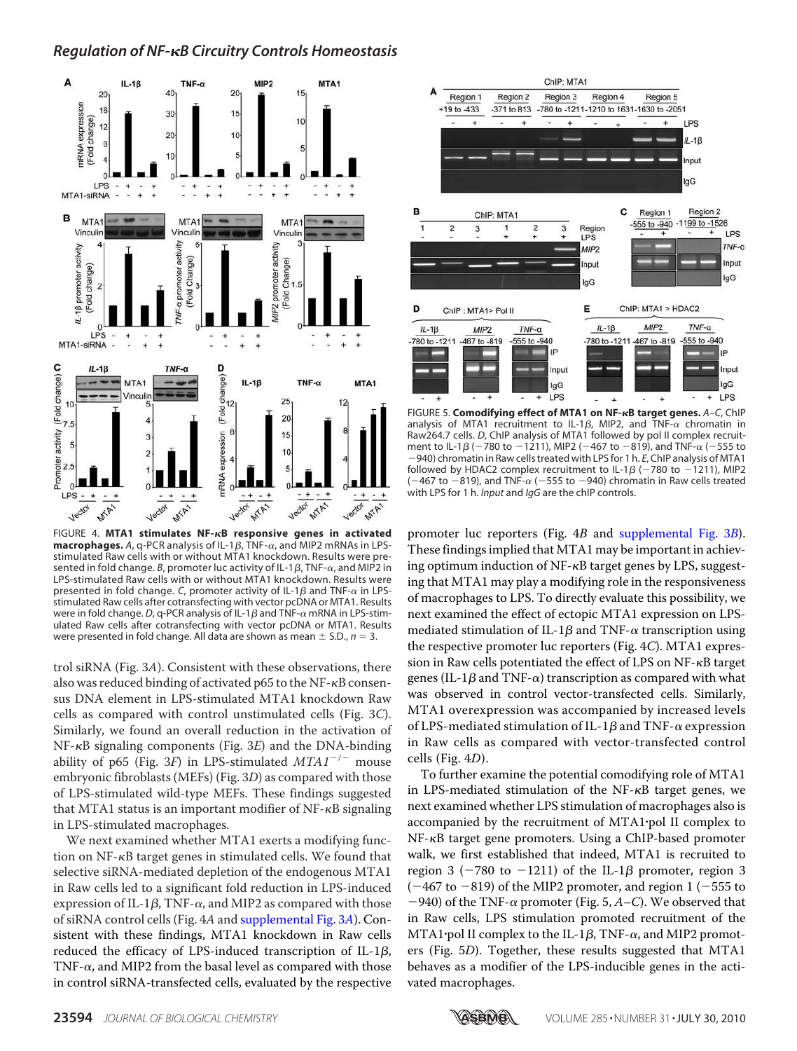FIGURE 4. **MTA1 stimulates NF-κB responsive genes in activated macrophages.** *A*, q-PCR analysis of IL-1β, TNF-α, and MIP2 mRNAs in LPS-stimulated Raw cells with or without MTA1 knockdown. Results were presented in fold change. *B*, promoter luc activity of IL-1β, TNF-α, and MIP2 in LPS-stimulated Raw cells with or without MTA1 knockdown. Results were presented in fold change. *C*, promoter activity of IL-1β and TNF-α in LPS-stimulated Raw cells after cotransfecting with vector pcDNA or MTA1. Results were in fold change. *D*, q-PCR analysis of IL-1β and TNF-α mRNA in LPS-stimulated Raw cells after cotransfecting with vector pcDNA or MTA1. Results were presented in fold change. All data are shown as mean ± S.D., $n = 3$.

trol siRNA (Fig. 3*A*). Consistent with these observations, there also was reduced binding of activated p65 to the NF-κB consensus DNA element in LPS-stimulated MTA1 knockdown Raw cells as compared with control unstimulated cells (Fig. 3*C*). Similarly, we found an overall reduction in the activation of NF-κB signaling components (Fig. 3*E*) and the DNA-binding ability of p65 (Fig. 3*F*) in LPS-stimulated $MTA1^{-/-}$ mouse embryonic fibroblasts (MEFs) (Fig. 3*D*) as compared with those of LPS-stimulated wild-type MEFs. These findings suggested that MTA1 status is an important modifier of NF-κB signaling in LPS-stimulated macrophages.

We next examined whether MTA1 exerts a modifying function on NF-κB target genes in stimulated cells. We found that selective siRNA-mediated depletion of the endogenous MTA1 in Raw cells led to a significant fold reduction in LPS-induced expression of IL-1β, TNF-α, and MIP2 as compared with those of siRNA control cells (Fig. 4*A* and supplemental Fig. 3*A*). Consistent with these findings, MTA1 knockdown in Raw cells reduced the efficacy of LPS-induced transcription of IL-1β, TNF-α, and MIP2 from the basal level as compared with those in control siRNA-transfected cells, evaluated by the respective promoter luc reporters (Fig. 4*B* and supplemental Fig. 3*B*). These findings implied that MTA1 may be important in achieving optimum induction of NF-κB target genes by LPS, suggesting that MTA1 may play a modifying role in the responsiveness of macrophages to LPS. To directly evaluate this possibility, we next examined the effect of ectopic MTA1 expression on LPS-mediated stimulation of IL-1β and TNF-α transcription using the respective promoter luc reporters (Fig. 4*C*). MTA1 expression in Raw cells potentiated the effect of LPS on NF-κB target genes (IL-1β and TNF-α) transcription as compared with what was observed in control vector-transfected cells. Similarly, MTA1 overexpression was accompanied by increased levels of LPS-mediated stimulation of IL-1β and TNF-α expression in Raw cells as compared with vector-transfected control cells (Fig. 4*D*).

To further examine the potential comodifying role of MTA1 in LPS-mediated stimulation of the NF-κB target genes, we next examined whether LPS stimulation of macrophages also is accompanied by the recruitment of MTA1·pol II complex to NF-κB target gene promoters. Using a ChIP-based promoter walk, we first established that indeed, MTA1 is recruited to region 3 (−780 to −1211) of the IL-1β promoter, region 3 (−467 to −819) of the MIP2 promoter, and region 1 (−555 to −940) of the TNF-α promoter (Fig. 5, *A–C*). We observed that in Raw cells, LPS stimulation promoted recruitment of the MTA1·pol II complex to the IL-1β, TNF-α, and MIP2 promoters (Fig. 5*D*). Together, these results suggested that MTA1 behaves as a modifier of the LPS-inducible genes in the activated macrophages.

FIGURE 5. **Comodifying effect of MTA1 on NF-κB target genes.** *A–C*, ChIP analysis of MTA1 recruitment to IL-1β, MIP2, and TNF-α chromatin in Raw264.7 cells. *D*, ChIP analysis of MTA1 followed by pol II complex recruitment to IL-1β (−780 to −1211), MIP2 (−467 to −819), and TNF-α (−555 to −940) chromatin in Raw cells treated with LPS for 1 h. *E*, ChIP analysis of MTA1 followed by HDAC2 complex recruitment to IL-1β (−780 to −1211), MIP2 (−467 to −819), and TNF-α (−555 to −940) chromatin in Raw cells treated with LPS for 1 h. *Input* and *IgG* are the chIP controls.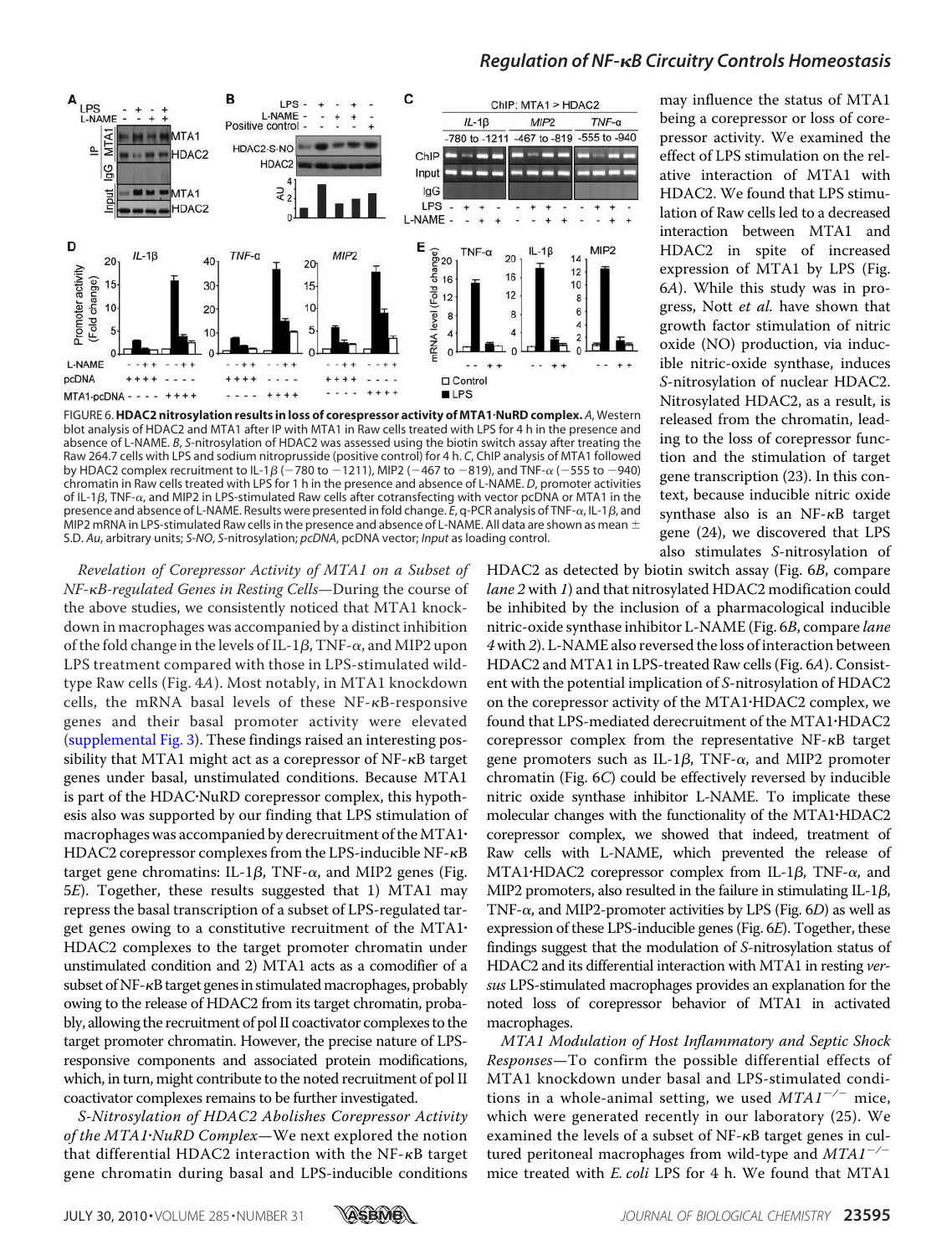FIGURE 6. **HDAC2 nitrosylation results in loss of corespressor activity of MTA1·NuRD complex.** *A*, Western blot analysis of HDAC2 and MTA1 after IP with MTA1 in Raw cells treated with LPS for 4 h in the presence and absence of L-NAME. *B*, *S*-nitrosylation of HDAC2 was assessed using the biotin switch assay after treating the Raw 264.7 cells with LPS and sodium nitroprusside (positive control) for 4 h. *C*, ChIP analysis of MTA1 followed by HDAC2 complex recruitment to IL-1β (−780 to −1211), MIP2 (−467 to −819), and TNF-α (−555 to −940) chromatin in Raw cells treated with LPS for 1 h in the presence and absence of L-NAME. *D*, promoter activities of IL-1β, TNF-α, and MIP2 in LPS-stimulated Raw cells after cotransfecting with vector pcDNA or MTA1 in the presence and absence of L-NAME. Results were presented in fold change. *E*, q-PCR analysis of TNF-α, IL-1β, and MIP2 mRNA in LPS-stimulated Raw cells in the presence and absence of L-NAME. All data are shown as mean ± S.D. *Au*, arbitrary units; *S-NO*, *S*-nitrosylation; *pcDNA*, pcDNA vector; *Input* as loading control.

*Revelation of Corepressor Activity of MTA1 on a Subset of NF-κB-regulated Genes in Resting Cells*—During the course of the above studies, we consistently noticed that MTA1 knockdown in macrophages was accompanied by a distinct inhibition of the fold change in the levels of IL-1β, TNF-α, and MIP2 upon LPS treatment compared with those in LPS-stimulated wild-type Raw cells (Fig. 4*A*). Most notably, in MTA1 knockdown cells, the mRNA basal levels of these NF-κB-responsive genes and their basal promoter activity were elevated (supplemental Fig. 3). These findings raised an interesting possibility that MTA1 might act as a corepressor of NF-κB target genes under basal, unstimulated conditions. Because MTA1 is part of the HDAC·NuRD corepressor complex, this hypothesis also was supported by our finding that LPS stimulation of macrophages was accompanied by derecruitment of the MTA1·HDAC2 corepressor complexes from the LPS-inducible NF-κB target gene chromatins: IL-1β, TNF-α, and MIP2 genes (Fig. 5*E*). Together, these results suggested that 1) MTA1 may repress the basal transcription of a subset of LPS-regulated target genes owing to a constitutive recruitment of the MTA1·HDAC2 complexes to the target promoter chromatin under unstimulated condition and 2) MTA1 acts as a comodifier of a subset of NF-κB target genes in stimulated macrophages, probably owing to the release of HDAC2 from its target chromatin, probably, allowing the recruitment of pol II coactivator complexes to the target promoter chromatin. However, the precise nature of LPS-responsive components and associated protein modifications, which, in turn, might contribute to the noted recruitment of pol II coactivator complexes remains to be further investigated.

*S-Nitrosylation of HDAC2 Abolishes Corepressor Activity of the MTA1·NuRD Complex*—We next explored the notion that differential HDAC2 interaction with the NF-κB target gene chromatin during basal and LPS-inducible conditions may influence the status of MTA1 being a corepressor or loss of corepressor activity. We examined the effect of LPS stimulation on the relative interaction of MTA1 with HDAC2. We found that LPS stimulation of Raw cells led to a decreased interaction between MTA1 and HDAC2 in spite of increased expression of MTA1 by LPS (Fig. 6*A*). While this study was in progress, Nott *et al.* have shown that growth factor stimulation of nitric oxide (NO) production, via inducible nitric-oxide synthase, induces *S*-nitrosylation of nuclear HDAC2. Nitrosylated HDAC2, as a result, is released from the chromatin, leading to the loss of corepressor function and the stimulation of target gene transcription (23). In this context, because inducible nitric oxide synthase also is an NF-κB target gene (24), we discovered that LPS also stimulates *S*-nitrosylation of HDAC2 as detected by biotin switch assay (Fig. 6*B*, compare *lane 2* with *1*) and that nitrosylated HDAC2 modification could be inhibited by the inclusion of a pharmacological inducible nitric-oxide synthase inhibitor L-NAME (Fig. 6*B*, compare *lane 4* with *2*). L-NAME also reversed the loss of interaction between HDAC2 and MTA1 in LPS-treated Raw cells (Fig. 6*A*). Consistent with the potential implication of *S*-nitrosylation of HDAC2 on the corepressor activity of the MTA1·HDAC2 complex, we found that LPS-mediated derecruitment of the MTA1·HDAC2 corepressor complex from the representative NF-κB target gene promoters such as IL-1β, TNF-α, and MIP2 promoter chromatin (Fig. 6*C*) could be effectively reversed by inducible nitric oxide synthase inhibitor L-NAME. To implicate these molecular changes with the functionality of the MTA1·HDAC2 corepressor complex, we showed that indeed, treatment of Raw cells with L-NAME, which prevented the release of MTA1·HDAC2 corepressor complex from IL-1β, TNF-α, and MIP2 promoters, also resulted in the failure in stimulating IL-1β, TNF-α, and MIP2-promoter activities by LPS (Fig. 6*D*) as well as expression of these LPS-inducible genes (Fig. 6*E*). Together, these findings suggest that the modulation of *S*-nitrosylation status of HDAC2 and its differential interaction with MTA1 in resting *versus* LPS-stimulated macrophages provides an explanation for the noted loss of corepressor behavior of MTA1 in activated macrophages.

*MTA1 Modulation of Host Inflammatory and Septic Shock Responses*—To confirm the possible differential effects of MTA1 knockdown under basal and LPS-stimulated conditions in a whole-animal setting, we used $MTA1^{-/-}$ mice, which were generated recently in our laboratory (25). We examined the levels of a subset of NF-κB target genes in cultured peritoneal macrophages from wild-type and $MTA1^{-/-}$ mice treated with *E. coli* LPS for 4 h. We found that MTA1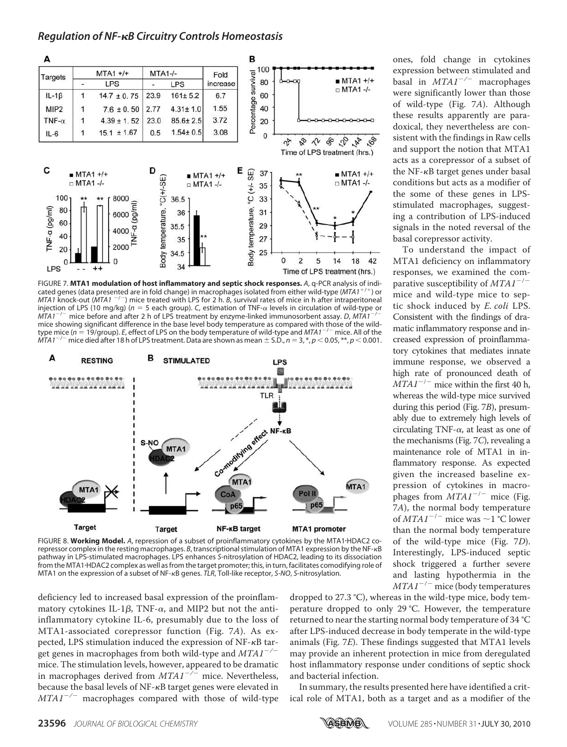ones, fold change in cytokines expression between stimulated and basal in $MTA1^{-/-}$ macrophages were significantly lower than those of wild-type (Fig. 7*A*). Although these results apparently are paradoxical, they nevertheless are consistent with the findings in Raw cells and support the notion that MTA1 acts as a corepressor of a subset of the NF-κB target genes under basal conditions but acts as a modifier of the some of these genes in LPS-stimulated macrophages, suggesting a contribution of LPS-induced signals in the noted reversal of the basal corepressor activity.

To understand the impact of MTA1 deficiency on inflammatory responses, we examined the comparative susceptibility of $MTA1^{-/-}$ mice and wild-type mice to septic shock induced by *E. coli* LPS. Consistent with the findings of dramatic inflammatory response and increased expression of proinflammatory cytokines that mediates innate immune response, we observed a high rate of pronounced death of $MTA1^{-/-}$ mice within the first 40 h, whereas the wild-type mice survived during this period (Fig. 7*B*), presumably due to extremely high levels of circulating TNF-α, at least as one of the mechanisms (Fig. 7*C*), revealing a maintenance role of MTA1 in inflammatory response. As expected given the increased baseline expression of cytokines in macrophages from $MTA1^{-/-}$ mice (Fig. 7*A*), the normal body temperature of $MTA1^{-/-}$ mice was ~1 °C lower than the normal body temperature of the wild-type mice (Fig. 7*D*). Interestingly, LPS-induced septic shock triggered a further severe and lasting hypothermia in the $MTA1^{-/-}$ mice (body temperatures dropped to 27.3 °C), whereas in the wild-type mice, body temperature dropped to only 29 °C. However, the temperature returned to near the starting normal body temperature of 34 °C after LPS-induced decrease in body temperate in the wild-type animals (Fig. 7*E*). These findings suggested that MTA1 levels may provide an inherent protection in mice from deregulated host inflammatory response under conditions of septic shock and bacterial infection.

In summary, the results presented here have identified a critical role of MTA1, both as a target and as a modifier of the

| Targets | MTA1 +/+ - | MTA1 +/+ LPS | MTA1-/- - | MTA1-/- LPS | Fold increase |
|---|---|---|---|---|---|
| IL-1β | 1 | 14.7 ± 0.75 | 23.9 | 161± 5.2 | 6.7 |
| MIP2 | 1 | 7.6 ± 0.50 | 2.77 | 4.31± 1.0 | 1.55 |
| TNF-α | 1 | 4.39 ± 1.52 | 23.0 | 85.6± 2.5 | 3.72 |
| IL-6 | 1 | 15.1 ± 1.67 | 0.5 | 1.54± 0.5 | 3.08 |

FIGURE 7. **MTA1 modulation of host inflammatory and septic shock responses.** *A*, q-PCR analysis of indicated genes (data presented are in fold change) in macrophages isolated from either wild-type ($MTA1^{+/+}$) or *MTA1* knock-out ($MTA1^{-/-}$) mice treated with LPS for 2 h. *B*, survival rates of mice in h after intraperitoneal injection of LPS (10 mg/kg) ($n = 5$ each group). *C*, estimation of TNF-α levels in circulation of wild-type or $MTA1^{-/-}$ mice before and after 2 h of LPS treatment by enzyme-linked immunosorbent assay. *D*, $MTA1^{-/-}$ mice showing significant difference in the base level body temperature as compared with those of the wild-type mice ($n = 19$/group). *E*, effect of LPS on the body temperature of wild-type and $MTA1^{-/-}$ mice. All of the $MTA1^{-/-}$ mice died after 18 h of LPS treatment. Data are shown as mean ± S.D., $n = 3$, *, $p < 0.05$, **, $p < 0.001$.

FIGURE 8. **Working Model.** *A*, repression of a subset of proinflammatory cytokines by the MTA1·HDAC2 corepressor complex in the resting macrophages. *B*, transcriptional stimulation of MTA1 expression by the NF-κB pathway in LPS-stimulated macrophages. LPS enhances *S*-nitrosylation of HDAC2, leading to its dissociation from the MTA1·HDAC2 complex as well as from the target promoter; this, in turn, facilitates comodifying role of MTA1 on the expression of a subset of NF-κB genes. *TLR*, Toll-like receptor, *S-NO*, *S*-nitrosylation.

deficiency led to increased basal expression of the proinflammatory cytokines IL-1β, TNF-α, and MIP2 but not the anti-inflammatory cytokine IL-6, presumably due to the loss of MTA1-associated corepressor function (Fig. 7*A*). As expected, LPS stimulation induced the expression of NF-κB target genes in macrophages from both wild-type and $MTA1^{-/-}$ mice. The stimulation levels, however, appeared to be dramatic in macrophages derived from $MTA1^{-/-}$ mice. Nevertheless, because the basal levels of NF-κB target genes were elevated in $MTA1^{-/-}$ macrophages compared with those of wild-type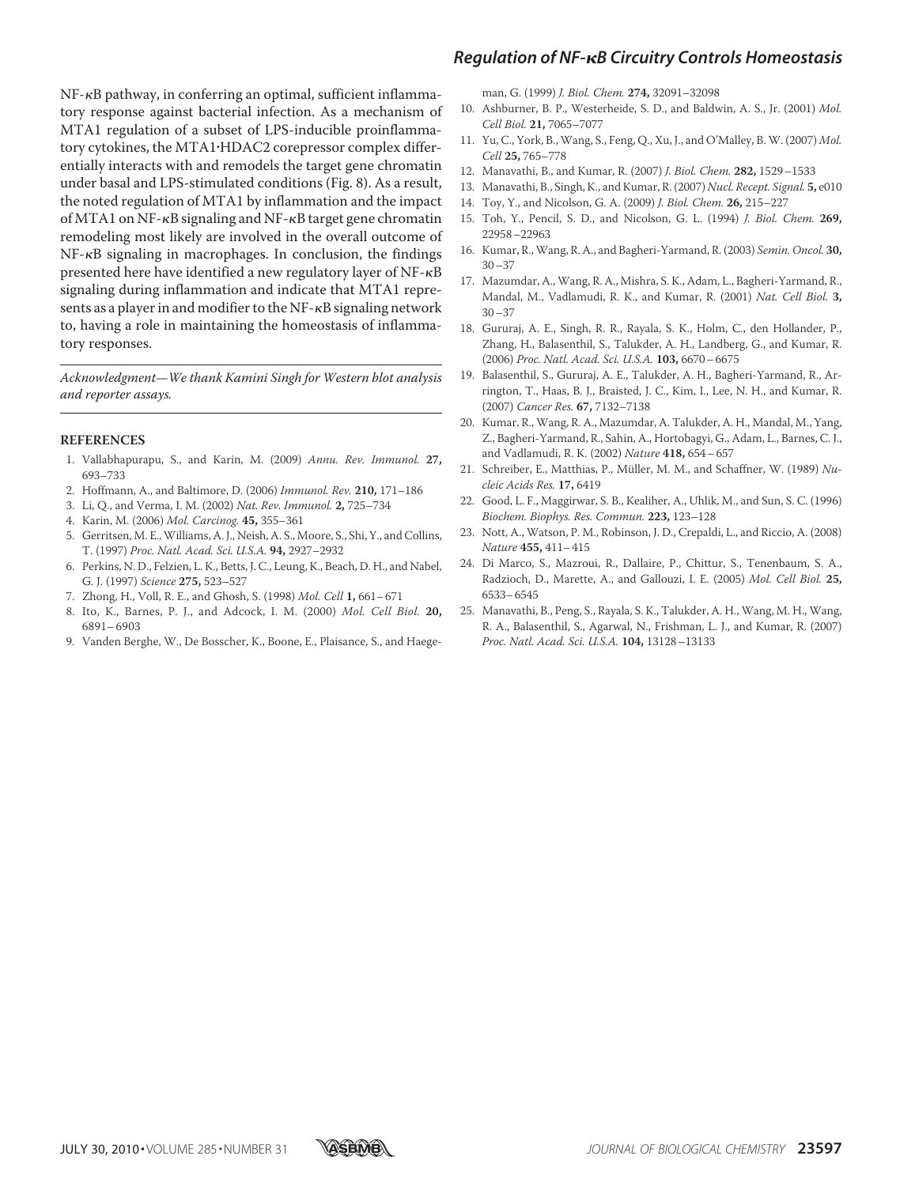NF-κB pathway, in conferring an optimal, sufficient inflammatory response against bacterial infection. As a mechanism of MTA1 regulation of a subset of LPS-inducible proinflammatory cytokines, the MTA1·HDAC2 corepressor complex differentially interacts with and remodels the target gene chromatin under basal and LPS-stimulated conditions (Fig. 8). As a result, the noted regulation of MTA1 by inflammation and the impact of MTA1 on NF-κB signaling and NF-κB target gene chromatin remodeling most likely are involved in the overall outcome of NF-κB signaling in macrophages. In conclusion, the findings presented here have identified a new regulatory layer of NF-κB signaling during inflammation and indicate that MTA1 represents as a player in and modifier to the NF-κB signaling network to, having a role in maintaining the homeostasis of inflammatory responses.

*Acknowledgment—We thank Kamini Singh for Western blot analysis and reporter assays.*

## REFERENCES

1. Vallabhapurapu, S., and Karin, M. (2009) *Annu. Rev. Immunol.* **27,** 693–733
2. Hoffmann, A., and Baltimore, D. (2006) *Immunol. Rev.* **210,** 171–186
3. Li, Q., and Verma, I. M. (2002) *Nat. Rev. Immunol.* **2,** 725–734
4. Karin, M. (2006) *Mol. Carcinog.* **45,** 355–361
5. Gerritsen, M. E., Williams, A. J., Neish, A. S., Moore, S., Shi, Y., and Collins, T. (1997) *Proc. Natl. Acad. Sci. U.S.A.* **94,** 2927–2932
6. Perkins, N. D., Felzien, L. K., Betts, J. C., Leung, K., Beach, D. H., and Nabel, G. J. (1997) *Science* **275,** 523–527
7. Zhong, H., Voll, R. E., and Ghosh, S. (1998) *Mol. Cell* **1,** 661–671
8. Ito, K., Barnes, P. J., and Adcock, I. M. (2000) *Mol. Cell Biol.* **20,** 6891–6903
9. Vanden Berghe, W., De Bosscher, K., Boone, E., Plaisance, S., and Haegeman, G. (1999) *J. Biol. Chem.* **274,** 32091–32098
10. Ashburner, B. P., Westerheide, S. D., and Baldwin, A. S., Jr. (2001) *Mol. Cell Biol.* **21,** 7065–7077
11. Yu, C., York, B., Wang, S., Feng, Q., Xu, J., and O'Malley, B. W. (2007) *Mol. Cell* **25,** 765–778
12. Manavathi, B., and Kumar, R. (2007) *J. Biol. Chem.* **282,** 1529–1533
13. Manavathi, B., Singh, K., and Kumar, R. (2007) *Nucl. Recept. Signal.* **5,** e010
14. Toy, Y., and Nicolson, G. A. (2009) *J. Biol. Chem.* **26,** 215–227
15. Toh, Y., Pencil, S. D., and Nicolson, G. L. (1994) *J. Biol. Chem.* **269,** 22958–22963
16. Kumar, R., Wang, R. A., and Bagheri-Yarmand, R. (2003) *Semin. Oncol.* **30,** 30–37
17. Mazumdar, A., Wang, R. A., Mishra, S. K., Adam, L., Bagheri-Yarmand, R., Mandal, M., Vadlamudi, R. K., and Kumar, R. (2001) *Nat. Cell Biol.* **3,** 30–37
18. Gururaj, A. E., Singh, R. R., Rayala, S. K., Holm, C., den Hollander, P., Zhang, H., Balasenthil, S., Talukder, A. H., Landberg, G., and Kumar, R. (2006) *Proc. Natl. Acad. Sci. U.S.A.* **103,** 6670–6675
19. Balasenthil, S., Gururaj, A. E., Talukder, A. H., Bagheri-Yarmand, R., Arrington, T., Haas, B. J., Braisted, J. C., Kim, I., Lee, N. H., and Kumar, R. (2007) *Cancer Res.* **67,** 7132–7138
20. Kumar, R., Wang, R. A., Mazumdar, A. Talukder, A. H., Mandal, M., Yang, Z., Bagheri-Yarmand, R., Sahin, A., Hortobagyi, G., Adam, L., Barnes, C. J., and Vadlamudi, R. K. (2002) *Nature* **418,** 654–657
21. Schreiber, E., Matthias, P., Müller, M. M., and Schaffner, W. (1989) *Nucleic Acids Res.* **17,** 6419
22. Good, L. F., Maggirwar, S. B., Kealiher, A., Uhlik, M., and Sun, S. C. (1996) *Biochem. Biophys. Res. Commun.* **223,** 123–128
23. Nott, A., Watson, P. M., Robinson, J. D., Crepaldi, L., and Riccio, A. (2008) *Nature* **455,** 411–415
24. Di Marco, S., Mazroui, R., Dallaire, P., Chittur, S., Tenenbaum, S. A., Radzioch, D., Marette, A., and Gallouzi, I. E. (2005) *Mol. Cell Biol.* **25,** 6533–6545
25. Manavathi, B., Peng, S., Rayala, S. K., Talukder, A. H., Wang, M. H., Wang, R. A., Balasenthil, S., Agarwal, N., Frishman, L. J., and Kumar, R. (2007) *Proc. Natl. Acad. Sci. U.S.A.* **104,** 13128–13133